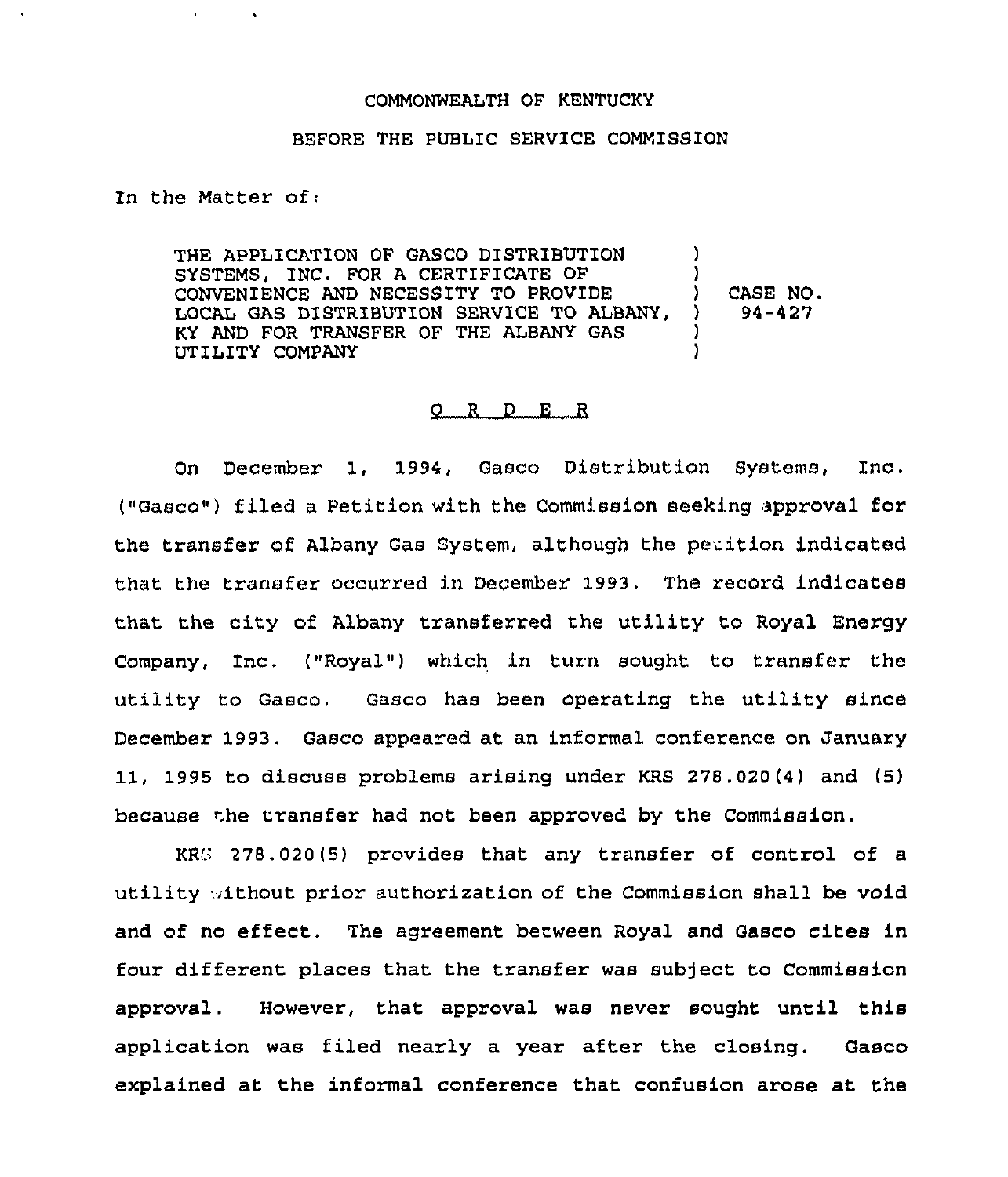COMMONWEALTH OF KENTUCKY

BEFORE THE PUBLIC SERVICE COMMISSION

In the Matter of:

| | | |
|---|---|---|
| THE APPLICATION OF GASCO DISTRIBUTION SYSTEMS, INC. FOR A CERTIFICATE OF CONVENIENCE AND NECESSITY TO PROVIDE LOCAL GAS DISTRIBUTION SERVICE TO ALBANY, KY AND FOR TRANSFER OF THE ALBANY GAS UTILITY COMPANY | ) | CASE NO. 94-427 |

## O R D E R

On December 1, 1994, Gasco Distribution Systems, Inc. ("Gasco") filed a Petition with the Commission seeking approval for the transfer of Albany Gas System, although the petition indicated that the transfer occurred in December 1993. The record indicates that the city of Albany transferred the utility to Royal Energy Company, Inc. ("Royal") which in turn sought to transfer the utility to Gasco. Gasco has been operating the utility since December 1993. Gasco appeared at an informal conference on January 11, 1995 to discuss problems arising under KRS 278.020(4) and (5) because the transfer had not been approved by the Commission.

KRS 278.020(5) provides that any transfer of control of a utility without prior authorization of the Commission shall be void and of no effect. The agreement between Royal and Gasco cites in four different places that the transfer was subject to Commission approval. However, that approval was never sought until this application was filed nearly a year after the closing. Gasco explained at the informal conference that confusion arose at the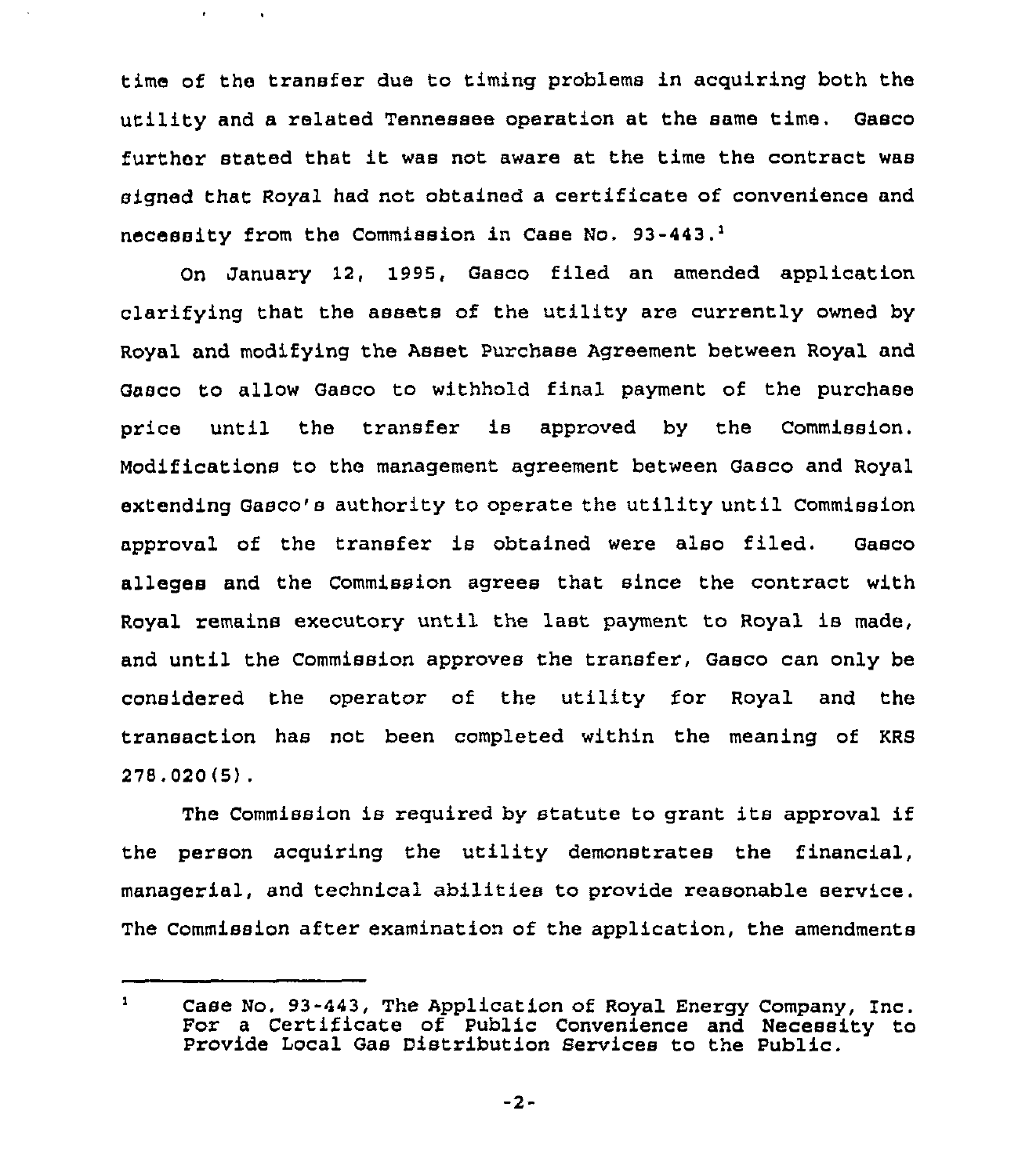time of the transfer due to timing problems in acquiring both the utility and a related Tennessee operation at the same time. Gasco further stated that it was not aware at the time the contract was signed that Royal had not obtained a certificate of convenience and necessity from the Commission in Case No. 93-443.[1]

On January 12, 1995, Gasco filed an amended application clarifying that the assets of the utility are currently owned by Royal and modifying the Asset Purchase Agreement between Royal and Gasco to allow Gasco to withhold final payment of the purchase price until the transfer is approved by the Commission. Modifications to the management agreement between Gasco and Royal extending Gasco's authority to operate the utility until Commission approval of the transfer is obtained were also filed. Gasco alleges and the Commission agrees that since the contract with Royal remains executory until the last payment to Royal is made, and until the Commission approves the transfer, Gasco can only be considered the operator of the utility for Royal and the transaction has not been completed within the meaning of KRS 278.020(5).

The Commission is required by statute to grant its approval if the person acquiring the utility demonstrates the financial, managerial, and technical abilities to provide reasonable service. The Commission after examination of the application, the amendments

[1] Case No. 93-443, The Application of Royal Energy Company, Inc. For a Certificate of Public Convenience and Necessity to Provide Local Gas Distribution Services to the Public.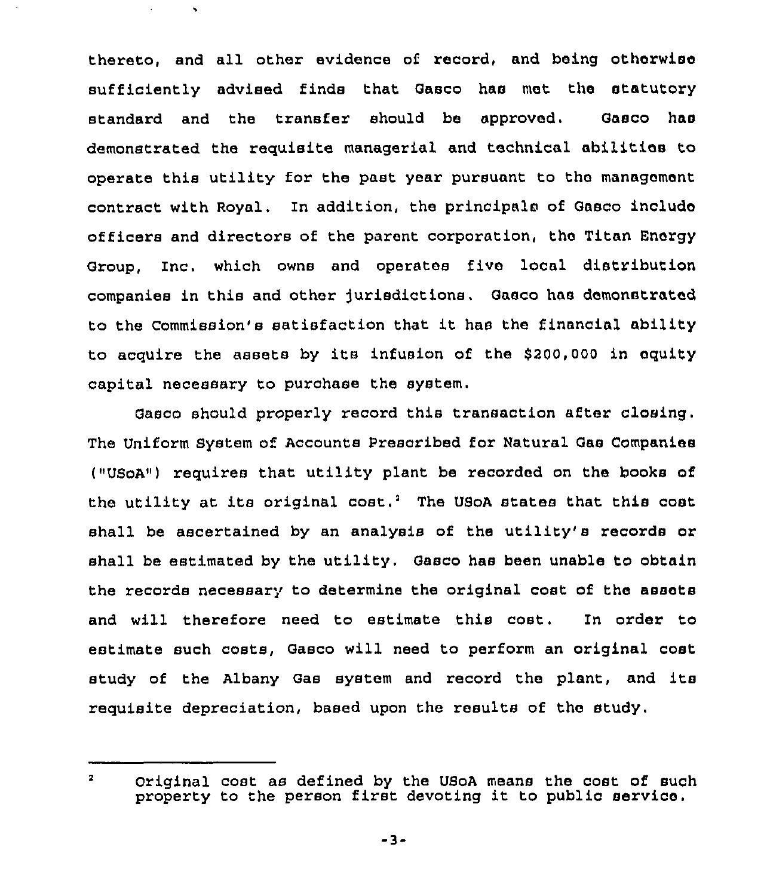thereto, and all other evidence of record, and being otherwise sufficiently advised finds that Gasco has met the statutory standard and the transfer should be approved. Gasco has demonstrated the requisite managerial and technical abilities to operate this utility for the past year pursuant to the management contract with Royal. In addition, the principals of Gasco include officers and directors of the parent corporation, the Titan Energy Group, Inc. which owns and operates five local distribution companies in this and other jurisdictions. Gasco has demonstrated to the Commission's satisfaction that it has the financial ability to acquire the assets by its infusion of the $200,000 in equity capital necessary to purchase the system.

Gasco should properly record this transaction after closing. The Uniform System of Accounts Prescribed for Natural Gas Companies ("USoA") requires that utility plant be recorded on the books of the utility at its original cost.[2] The USoA states that this cost shall be ascertained by an analysis of the utility's records or shall be estimated by the utility. Gasco has been unable to obtain the records necessary to determine the original cost of the assets and will therefore need to estimate this cost. In order to estimate such costs, Gasco will need to perform an original cost study of the Albany Gas system and record the plant, and its requisite depreciation, based upon the results of the study.

---

[2] Original cost as defined by the USoA means the cost of such property to the person first devoting it to public service.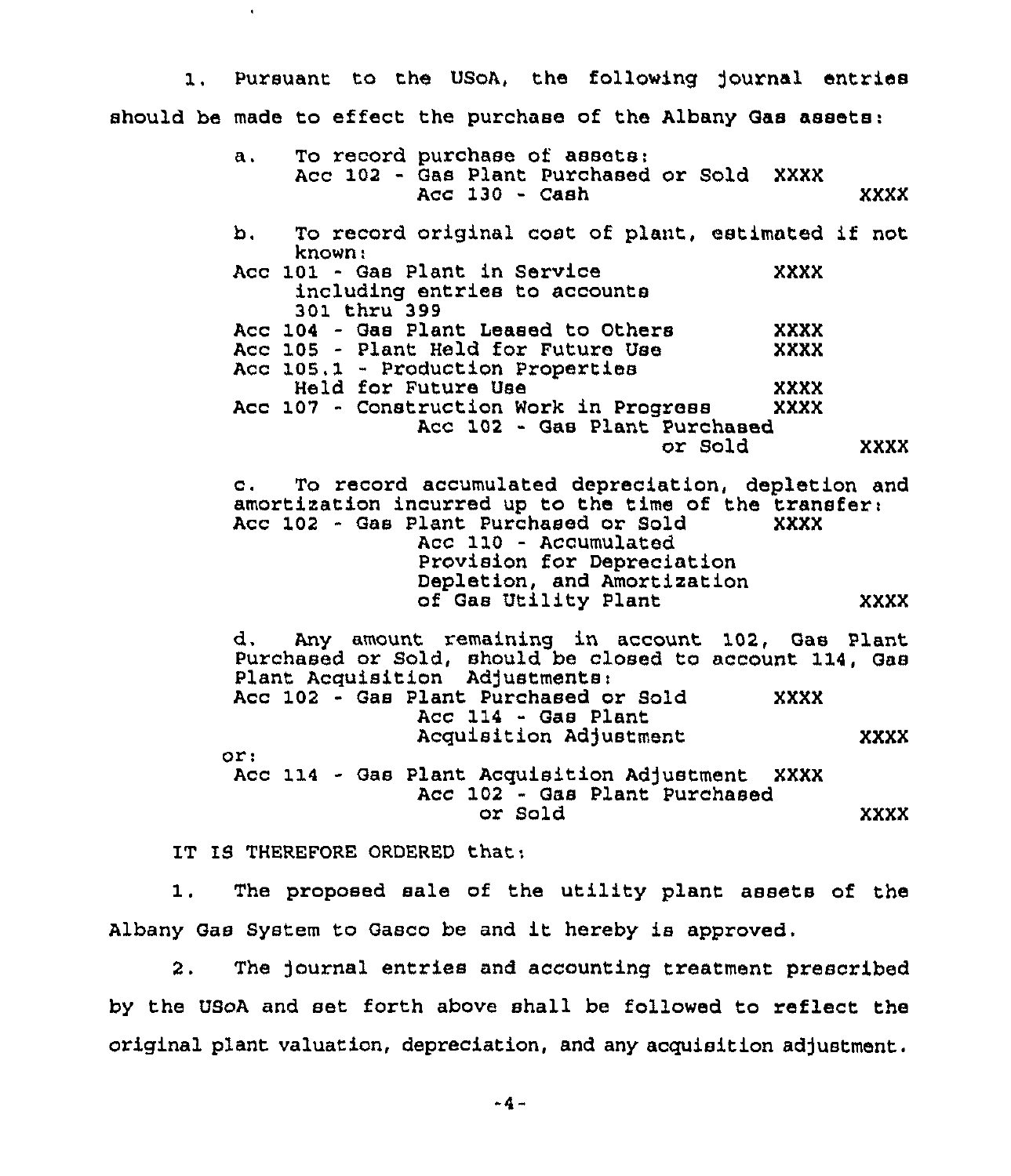1. Pursuant to the USoA, the following journal entries should be made to effect the purchase of the Albany Gas assets:

a. To record purchase of assets:

| | Debit | Credit |
|---|---|---|
| Acc 102 - Gas Plant Purchased or Sold | XXXX | |
| Acc 130 - Cash | | XXXX |

b. To record original cost of plant, estimated if not known:

| | Debit | Credit |
|---|---|---|
| Acc 101 - Gas Plant in Service including entries to accounts 301 thru 399 | XXXX | |
| Acc 104 - Gas Plant Leased to Others | XXXX | |
| Acc 105 - Plant Held for Future Use | XXXX | |
| Acc 105.1 - Production Properties Held for Future Use | XXXX | |
| Acc 107 - Construction Work in Progress | XXXX | |
| Acc 102 - Gas Plant Purchased or Sold | | XXXX |

c. To record accumulated depreciation, depletion and amortization incurred up to the time of the transfer:

| | Debit | Credit |
|---|---|---|
| Acc 102 - Gas Plant Purchased or Sold | XXXX | |
| Acc 110 - Accumulated Provision for Depreciation Depletion, and Amortization of Gas Utility Plant | | XXXX |

d. Any amount remaining in account 102, Gas Plant Purchased or Sold, should be closed to account 114, Gas Plant Acquisition Adjustments:

| | Debit | Credit |
|---|---|---|
| Acc 102 - Gas Plant Purchased or Sold | XXXX | |
| Acc 114 - Gas Plant Acquisition Adjustment | | XXXX |

or:

| | Debit | Credit |
|---|---|---|
| Acc 114 - Gas Plant Acquisition Adjustment | XXXX | |
| Acc 102 - Gas Plant Purchased or Sold | | XXXX |

IT IS THEREFORE ORDERED that:

1. The proposed sale of the utility plant assets of the Albany Gas System to Gasco be and it hereby is approved.

2. The journal entries and accounting treatment prescribed by the USoA and set forth above shall be followed to reflect the original plant valuation, depreciation, and any acquisition adjustment.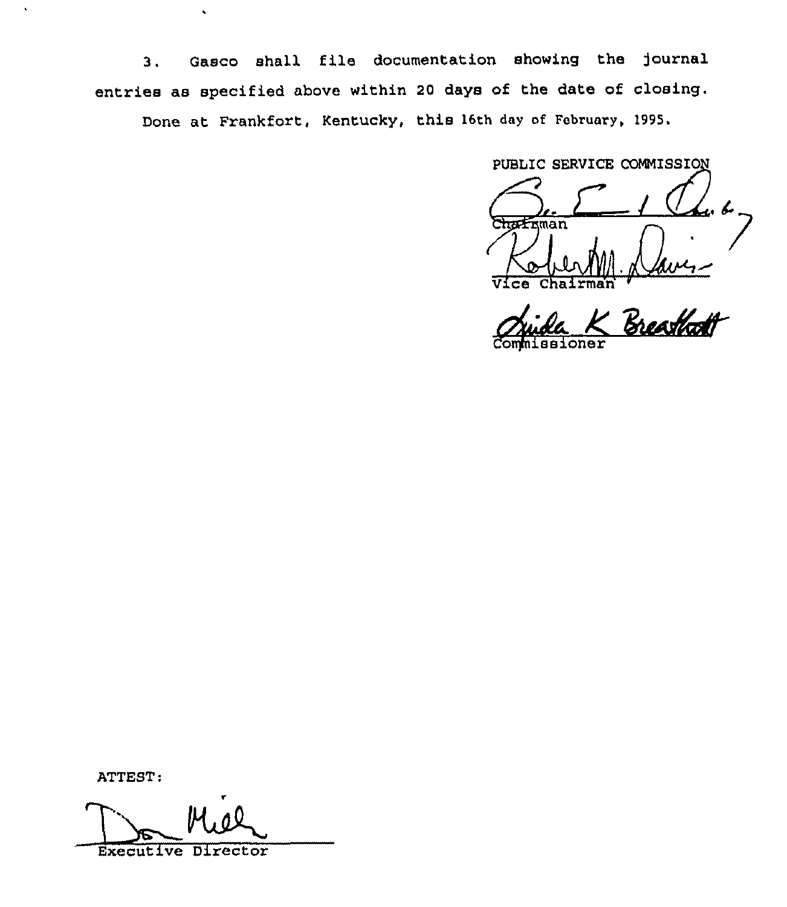3. Gasco shall file documentation showing the journal entries as specified above within 20 days of the date of closing.

Done at Frankfort, Kentucky, this 16th day of February, 1995.

PUBLIC SERVICE COMMISSION

Chairman

Vice Chairman

Commissioner

ATTEST:

Executive Director